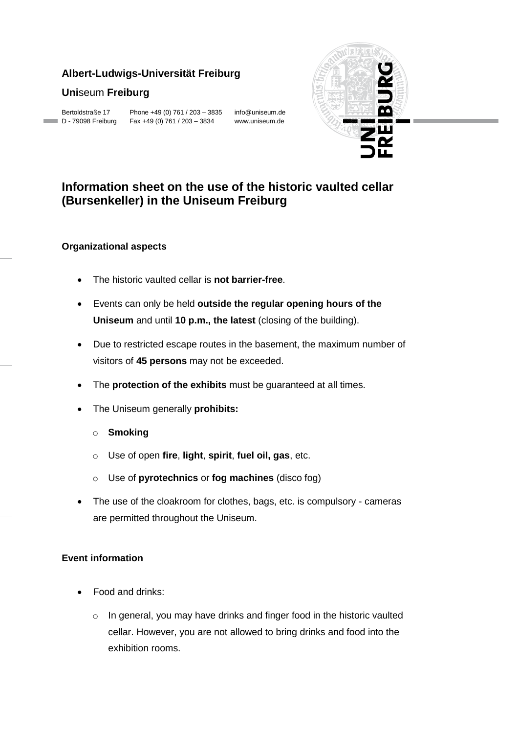**Albert-Ludwigs-Universität Freiburg**

**Uni**seum **Freiburg**

Bertoldstraße 17
D - 79098 Freiburg

Phone +49 (0) 761 / 203 – 3835
Fax +49 (0) 761 / 203 – 3834

info@uniseum.de
www.uniseum.de

# Information sheet on the use of the historic vaulted cellar (Bursenkeller) in the Uniseum Freiburg

### Organizational aspects

- The historic vaulted cellar is **not barrier-free**.
- Events can only be held **outside the regular opening hours of the Uniseum** and until **10 p.m., the latest** (closing of the building).
- Due to restricted escape routes in the basement, the maximum number of visitors of **45 persons** may not be exceeded.
- The **protection of the exhibits** must be guaranteed at all times.
- The Uniseum generally **prohibits:**
  - **Smoking**
  - Use of open **fire**, **light**, **spirit**, **fuel oil, gas**, etc.
  - Use of **pyrotechnics** or **fog machines** (disco fog)
- The use of the cloakroom for clothes, bags, etc. is compulsory - cameras are permitted throughout the Uniseum.

### Event information

- Food and drinks:
  - In general, you may have drinks and finger food in the historic vaulted cellar. However, you are not allowed to bring drinks and food into the exhibition rooms.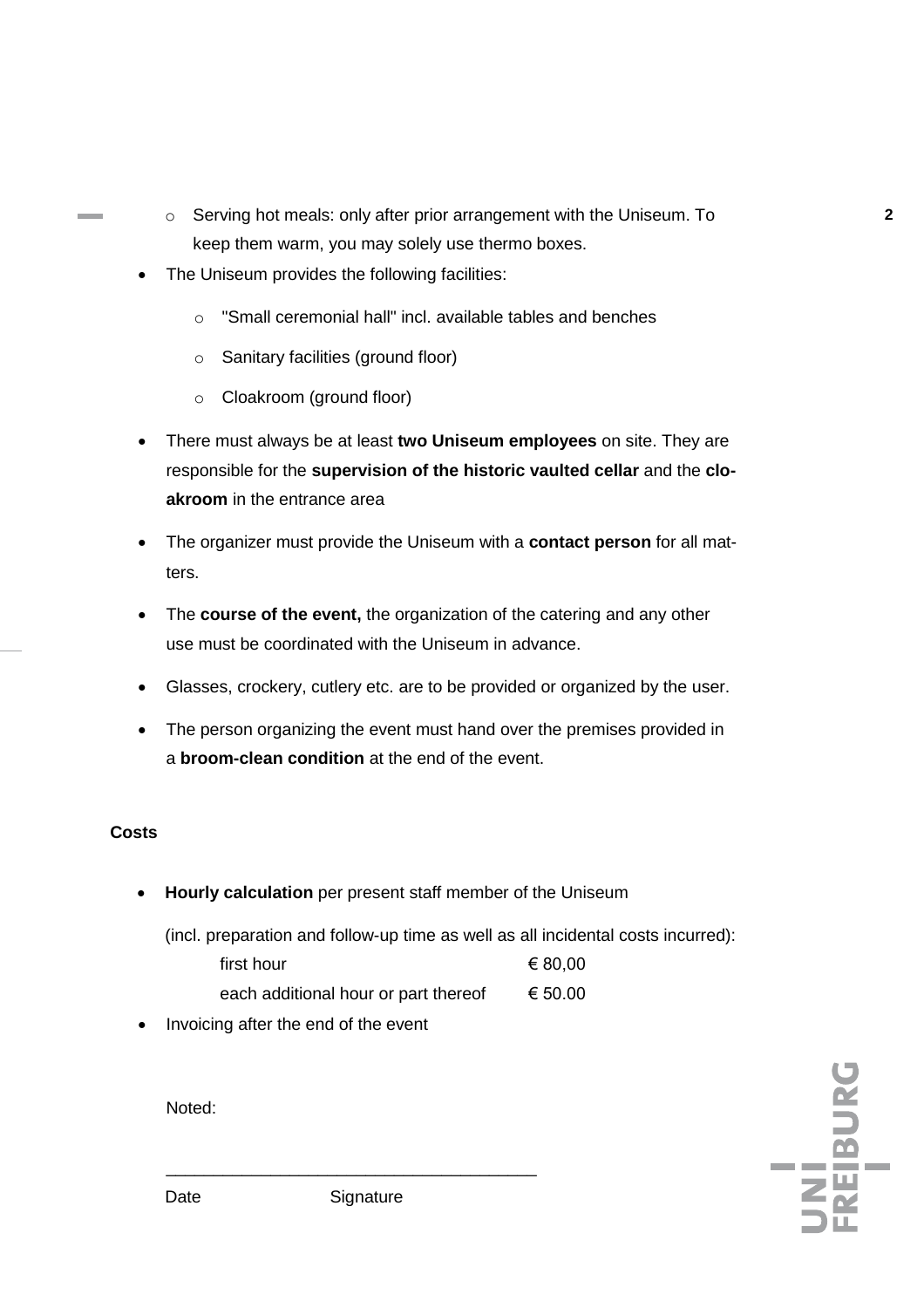- Serving hot meals: only after prior arrangement with the Uniseum. To keep them warm, you may solely use thermo boxes.

- The Uniseum provides the following facilities:
  - "Small ceremonial hall" incl. available tables and benches
  - Sanitary facilities (ground floor)
  - Cloakroom (ground floor)
- There must always be at least **two Uniseum employees** on site. They are responsible for the **supervision of the historic vaulted cellar** and the **cloakroom** in the entrance area
- The organizer must provide the Uniseum with a **contact person** for all matters.
- The **course of the event,** the organization of the catering and any other use must be coordinated with the Uniseum in advance.
- Glasses, crockery, cutlery etc. are to be provided or organized by the user.
- The person organizing the event must hand over the premises provided in a **broom-clean condition** at the end of the event.

**Costs**

- **Hourly calculation** per present staff member of the Uniseum

  (incl. preparation and follow-up time as well as all incidental costs incurred):

| | |
|---|---|
| first hour | € 80,00 |
| each additional hour or part thereof | € 50.00 |

- Invoicing after the end of the event

Noted:

\_\_\_\_\_\_\_\_\_\_\_\_\_\_\_\_\_\_\_\_\_\_\_\_\_\_\_\_\_\_\_\_\_\_\_\_\_\_\_\_

Date Signature